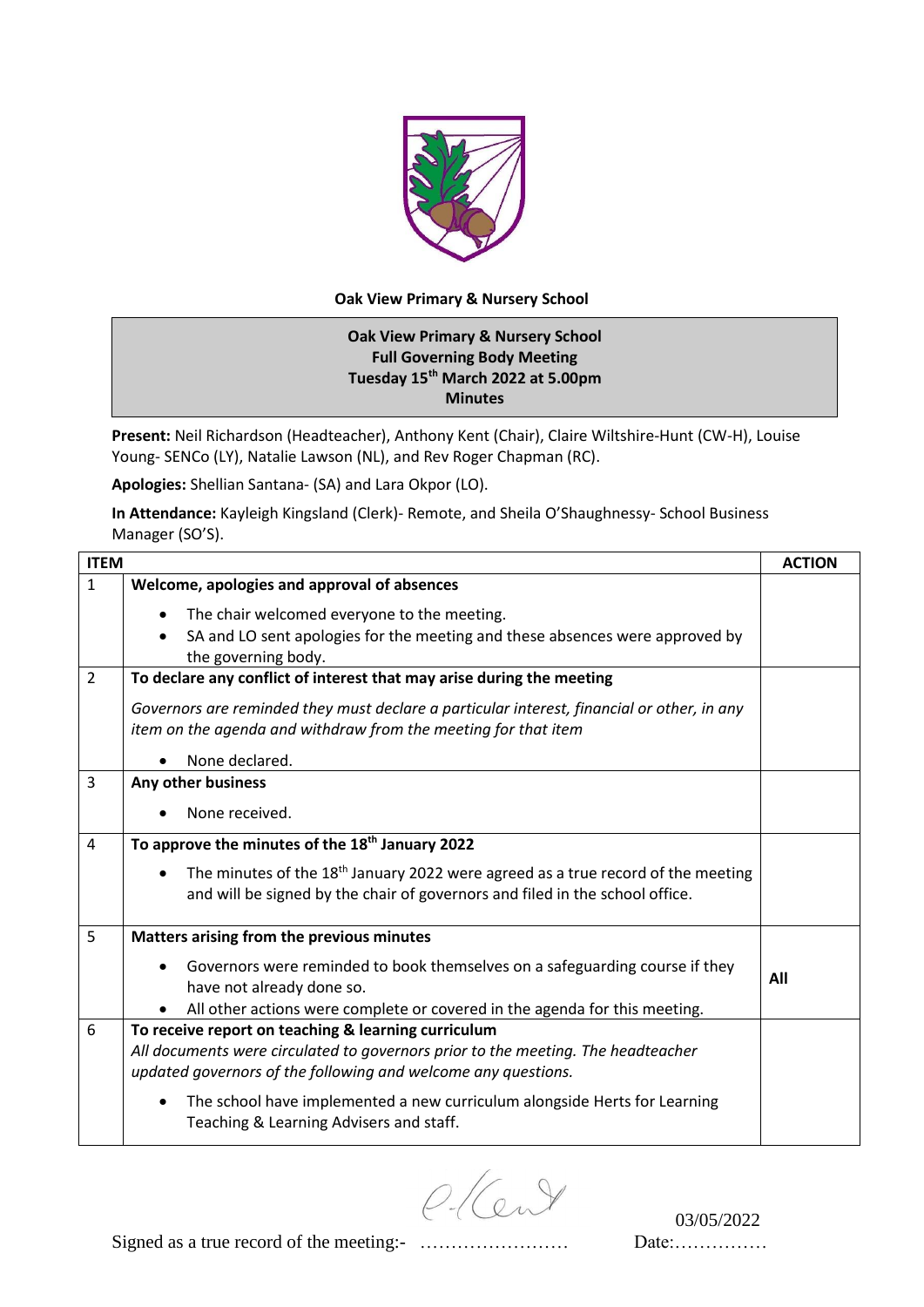**Oak View Primary & Nursery School**

**Oak View Primary & Nursery School**
**Full Governing Body Meeting**
**Tuesday 15th March 2022 at 5.00pm**
**Minutes**

**Present:** Neil Richardson (Headteacher), Anthony Kent (Chair), Claire Wiltshire-Hunt (CW-H), Louise Young- SENCo (LY), Natalie Lawson (NL), and Rev Roger Chapman (RC).

**Apologies:** Shellian Santana- (SA) and Lara Okpor (LO).

**In Attendance:** Kayleigh Kingsland (Clerk)- Remote, and Sheila O'Shaughnessy- School Business Manager (SO'S).

| ITEM | | ACTION |
|---|---|---|
| 1 | **Welcome, apologies and approval of absences**<br>• The chair welcomed everyone to the meeting.<br>• SA and LO sent apologies for the meeting and these absences were approved by the governing body. | |
| 2 | **To declare any conflict of interest that may arise during the meeting**<br>*Governors are reminded they must declare a particular interest, financial or other, in any item on the agenda and withdraw from the meeting for that item*<br>• None declared. | |
| 3 | **Any other business**<br>• None received. | |
| 4 | **To approve the minutes of the 18th January 2022**<br>• The minutes of the 18th January 2022 were agreed as a true record of the meeting and will be signed by the chair of governors and filed in the school office. | |
| 5 | **Matters arising from the previous minutes**<br>• Governors were reminded to book themselves on a safeguarding course if they have not already done so.<br>• All other actions were complete or covered in the agenda for this meeting. | **All** |
| 6 | **To receive report on teaching & learning curriculum**<br>*All documents were circulated to governors prior to the meeting. The headteacher updated governors of the following and welcome any questions.*<br>• The school have implemented a new curriculum alongside Herts for Learning Teaching & Learning Advisers and staff. | |

Signed as a true record of the meeting:- [signature] Date: 03/05/2022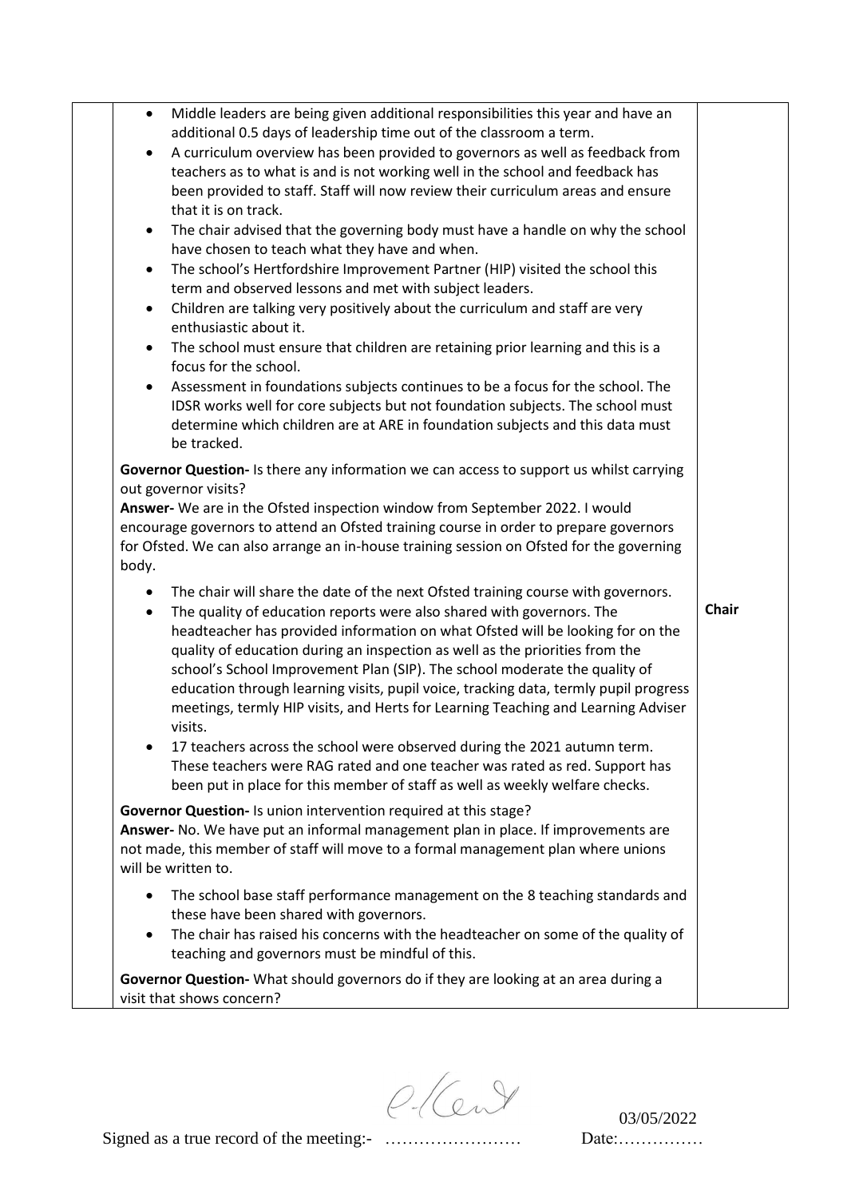- Middle leaders are being given additional responsibilities this year and have an additional 0.5 days of leadership time out of the classroom a term.
- A curriculum overview has been provided to governors as well as feedback from teachers as to what is and is not working well in the school and feedback has been provided to staff. Staff will now review their curriculum areas and ensure that it is on track.
- The chair advised that the governing body must have a handle on why the school have chosen to teach what they have and when.
- The school's Hertfordshire Improvement Partner (HIP) visited the school this term and observed lessons and met with subject leaders.
- Children are talking very positively about the curriculum and staff are very enthusiastic about it.
- The school must ensure that children are retaining prior learning and this is a focus for the school.
- Assessment in foundations subjects continues to be a focus for the school. The IDSR works well for core subjects but not foundation subjects. The school must determine which children are at ARE in foundation subjects and this data must be tracked.

**Governor Question-** Is there any information we can access to support us whilst carrying out governor visits?
**Answer-** We are in the Ofsted inspection window from September 2022. I would encourage governors to attend an Ofsted training course in order to prepare governors for Ofsted. We can also arrange an in-house training session on Ofsted for the governing body.

- The chair will share the date of the next Ofsted training course with governors. — **Chair**
- The quality of education reports were also shared with governors. The headteacher has provided information on what Ofsted will be looking for on the quality of education during an inspection as well as the priorities from the school's School Improvement Plan (SIP). The school moderate the quality of education through learning visits, pupil voice, tracking data, termly pupil progress meetings, termly HIP visits, and Herts for Learning Teaching and Learning Adviser visits.
- 17 teachers across the school were observed during the 2021 autumn term. These teachers were RAG rated and one teacher was rated as red. Support has been put in place for this member of staff as well as weekly welfare checks.

**Governor Question-** Is union intervention required at this stage?
**Answer-** No. We have put an informal management plan in place. If improvements are not made, this member of staff will move to a formal management plan where unions will be written to.

- The school base staff performance management on the 8 teaching standards and these have been shared with governors.
- The chair has raised his concerns with the headteacher on some of the quality of teaching and governors must be mindful of this.

**Governor Question-** What should governors do if they are looking at an area during a visit that shows concern?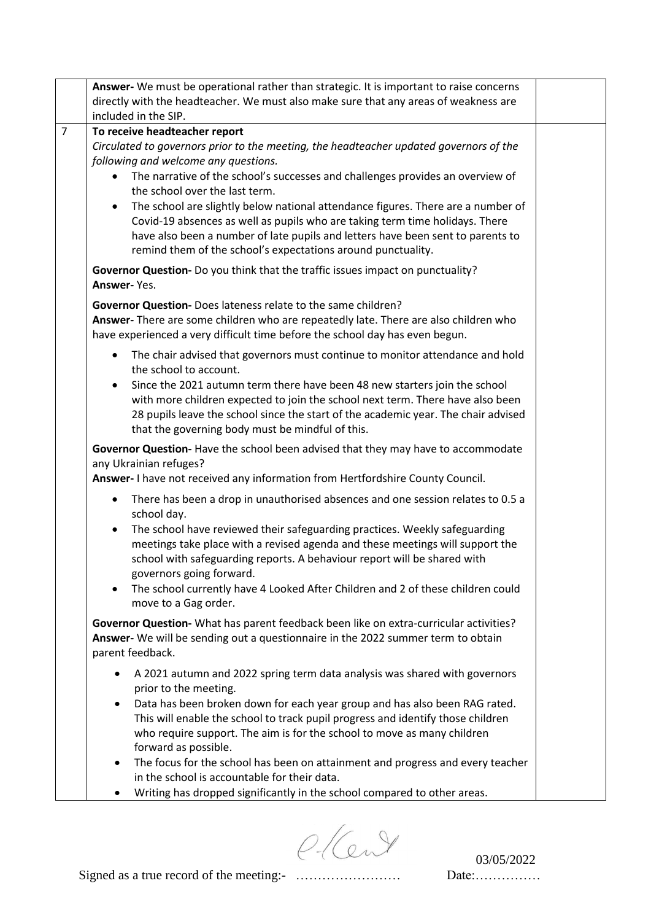| | | |
|---|---|---|
| | **Answer-** We must be operational rather than strategic. It is important to raise concerns directly with the headteacher. We must also make sure that any areas of weakness are included in the SIP. | |
| 7 | **To receive headteacher report**<br>*Circulated to governors prior to the meeting, the headteacher updated governors of the following and welcome any questions.*<br>• The narrative of the school's successes and challenges provides an overview of the school over the last term.<br>• The school are slightly below national attendance figures. There are a number of Covid-19 absences as well as pupils who are taking term time holidays. There have also been a number of late pupils and letters have been sent to parents to remind them of the school's expectations around punctuality.<br><br>**Governor Question-** Do you think that the traffic issues impact on punctuality?<br>**Answer-** Yes.<br><br>**Governor Question-** Does lateness relate to the same children?<br>**Answer-** There are some children who are repeatedly late. There are also children who have experienced a very difficult time before the school day has even begun.<br><br>• The chair advised that governors must continue to monitor attendance and hold the school to account.<br>• Since the 2021 autumn term there have been 48 new starters join the school with more children expected to join the school next term. There have also been 28 pupils leave the school since the start of the academic year. The chair advised that the governing body must be mindful of this.<br><br>**Governor Question-** Have the school been advised that they may have to accommodate any Ukrainian refuges?<br>**Answer-** I have not received any information from Hertfordshire County Council.<br><br>• There has been a drop in unauthorised absences and one session relates to 0.5 a school day.<br>• The school have reviewed their safeguarding practices. Weekly safeguarding meetings take place with a revised agenda and these meetings will support the school with safeguarding reports. A behaviour report will be shared with governors going forward.<br>• The school currently have 4 Looked After Children and 2 of these children could move to a Gag order.<br><br>**Governor Question-** What has parent feedback been like on extra-curricular activities?<br>**Answer-** We will be sending out a questionnaire in the 2022 summer term to obtain parent feedback.<br><br>• A 2021 autumn and 2022 spring term data analysis was shared with governors prior to the meeting.<br>• Data has been broken down for each year group and has also been RAG rated. This will enable the school to track pupil progress and identify those children who require support. The aim is for the school to move as many children forward as possible.<br>• The focus for the school has been on attainment and progress and every teacher in the school is accountable for their data.<br>• Writing has dropped significantly in the school compared to other areas. | |

Signed as a true record of the meeting:- …………………… Date: 03/05/2022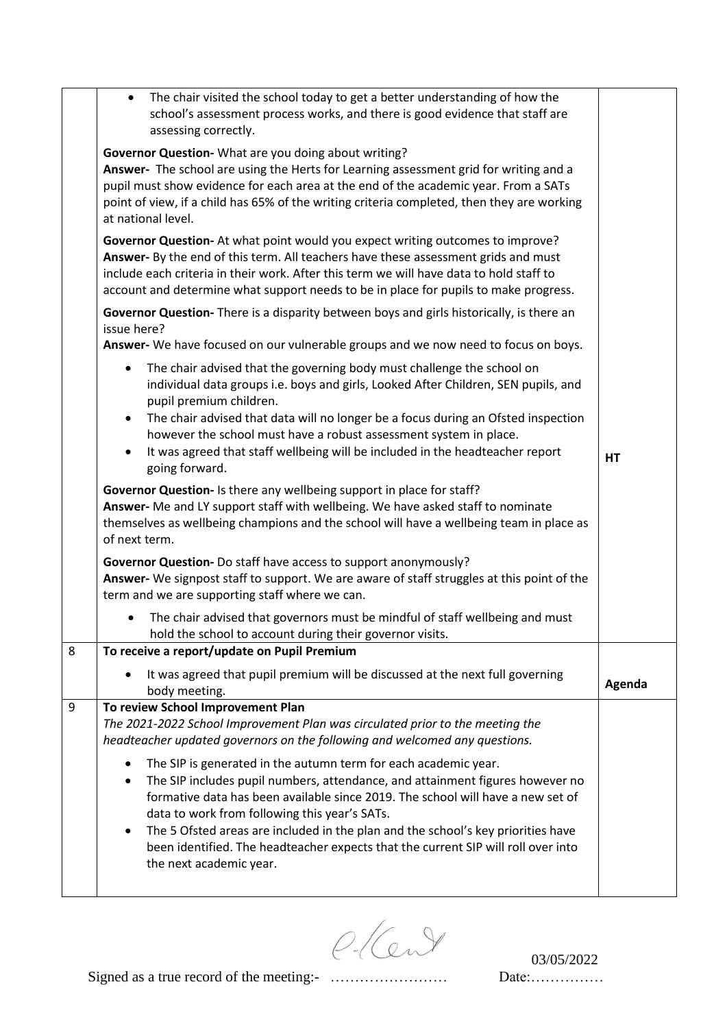|   |   |   |
|---|---|---|
|   | • The chair visited the school today to get a better understanding of how the school's assessment process works, and there is good evidence that staff are assessing correctly.<br><br>**Governor Question-** What are you doing about writing?<br>**Answer-** The school are using the Herts for Learning assessment grid for writing and a pupil must show evidence for each area at the end of the academic year. From a SATs point of view, if a child has 65% of the writing criteria completed, then they are working at national level.<br><br>**Governor Question-** At what point would you expect writing outcomes to improve?<br>**Answer-** By the end of this term. All teachers have these assessment grids and must include each criteria in their work. After this term we will have data to hold staff to account and determine what support needs to be in place for pupils to make progress.<br><br>**Governor Question-** There is a disparity between boys and girls historically, is there an issue here?<br>**Answer-** We have focused on our vulnerable groups and we now need to focus on boys.<br><br>• The chair advised that the governing body must challenge the school on individual data groups i.e. boys and girls, Looked After Children, SEN pupils, and pupil premium children.<br>• The chair advised that data will no longer be a focus during an Ofsted inspection however the school must have a robust assessment system in place.<br>• It was agreed that staff wellbeing will be included in the headteacher report going forward.<br><br>**Governor Question-** Is there any wellbeing support in place for staff?<br>**Answer-** Me and LY support staff with wellbeing. We have asked staff to nominate themselves as wellbeing champions and the school will have a wellbeing team in place as of next term.<br><br>**Governor Question-** Do staff have access to support anonymously?<br>**Answer-** We signpost staff to support. We are aware of staff struggles at this point of the term and we are supporting staff where we can.<br><br>• The chair advised that governors must be mindful of staff wellbeing and must hold the school to account during their governor visits. | **HT** |
| 8 | **To receive a report/update on Pupil Premium**<br><br>• It was agreed that pupil premium will be discussed at the next full governing body meeting. | **Agenda** |
| 9 | **To review School Improvement Plan**<br>*The 2021-2022 School Improvement Plan was circulated prior to the meeting the headteacher updated governors on the following and welcomed any questions.*<br><br>• The SIP is generated in the autumn term for each academic year.<br>• The SIP includes pupil numbers, attendance, and attainment figures however no formative data has been available since 2019. The school will have a new set of data to work from following this year's SATs.<br>• The 5 Ofsted areas are included in the plan and the school's key priorities have been identified. The headteacher expects that the current SIP will roll over into the next academic year. |   |

Signed as a true record of the meeting:- …………………… Date: 03/05/2022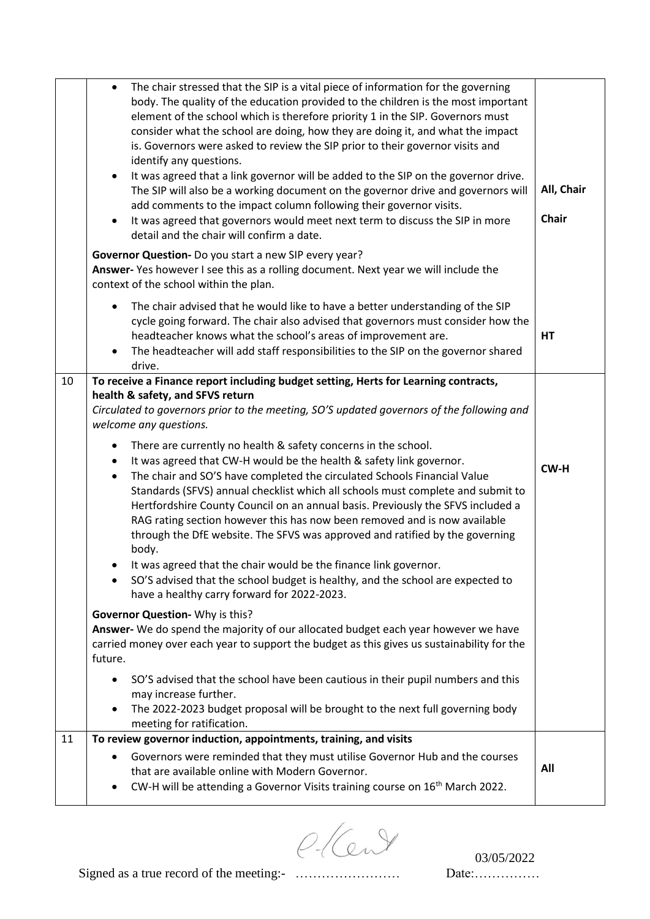| | | |
|---|---|---|
| | • The chair stressed that the SIP is a vital piece of information for the governing body. The quality of the education provided to the children is the most important element of the school which is therefore priority 1 in the SIP. Governors must consider what the school are doing, how they are doing it, and what the impact is. Governors were asked to review the SIP prior to their governor visits and identify any questions.<br>• It was agreed that a link governor will be added to the SIP on the governor drive. The SIP will also be a working document on the governor drive and governors will add comments to the impact column following their governor visits.<br>• It was agreed that governors would meet next term to discuss the SIP in more detail and the chair will confirm a date.<br><br>**Governor Question-** Do you start a new SIP every year?<br>**Answer-** Yes however I see this as a rolling document. Next year we will include the context of the school within the plan.<br><br>• The chair advised that he would like to have a better understanding of the SIP cycle going forward. The chair also advised that governors must consider how the headteacher knows what the school's areas of improvement are.<br>• The headteacher will add staff responsibilities to the SIP on the governor shared drive. | **All, Chair**<br><br>**Chair**<br><br><br><br>**HT** |
| 10 | **To receive a Finance report including budget setting, Herts for Learning contracts, health & safety, and SFVS return**<br>*Circulated to governors prior to the meeting, SO'S updated governors of the following and welcome any questions.*<br><br>• There are currently no health & safety concerns in the school.<br>• It was agreed that CW-H would be the health & safety link governor.<br>• The chair and SO'S have completed the circulated Schools Financial Value Standards (SFVS) annual checklist which all schools must complete and submit to Hertfordshire County Council on an annual basis. Previously the SFVS included a RAG rating section however this has now been removed and is now available through the DfE website. The SFVS was approved and ratified by the governing body.<br>• It was agreed that the chair would be the finance link governor.<br>• SO'S advised that the school budget is healthy, and the school are expected to have a healthy carry forward for 2022-2023.<br><br>**Governor Question-** Why is this?<br>**Answer-** We do spend the majority of our allocated budget each year however we have carried money over each year to support the budget as this gives us sustainability for the future.<br><br>• SO'S advised that the school have been cautious in their pupil numbers and this may increase further.<br>• The 2022-2023 budget proposal will be brought to the next full governing body meeting for ratification. | **CW-H** |
| 11 | **To review governor induction, appointments, training, and visits**<br><br>• Governors were reminded that they must utilise Governor Hub and the courses that are available online with Modern Governor.<br>• CW-H will be attending a Governor Visits training course on 16th March 2022. | **All** |

Signed as a true record of the meeting:- …………………… Date: 03/05/2022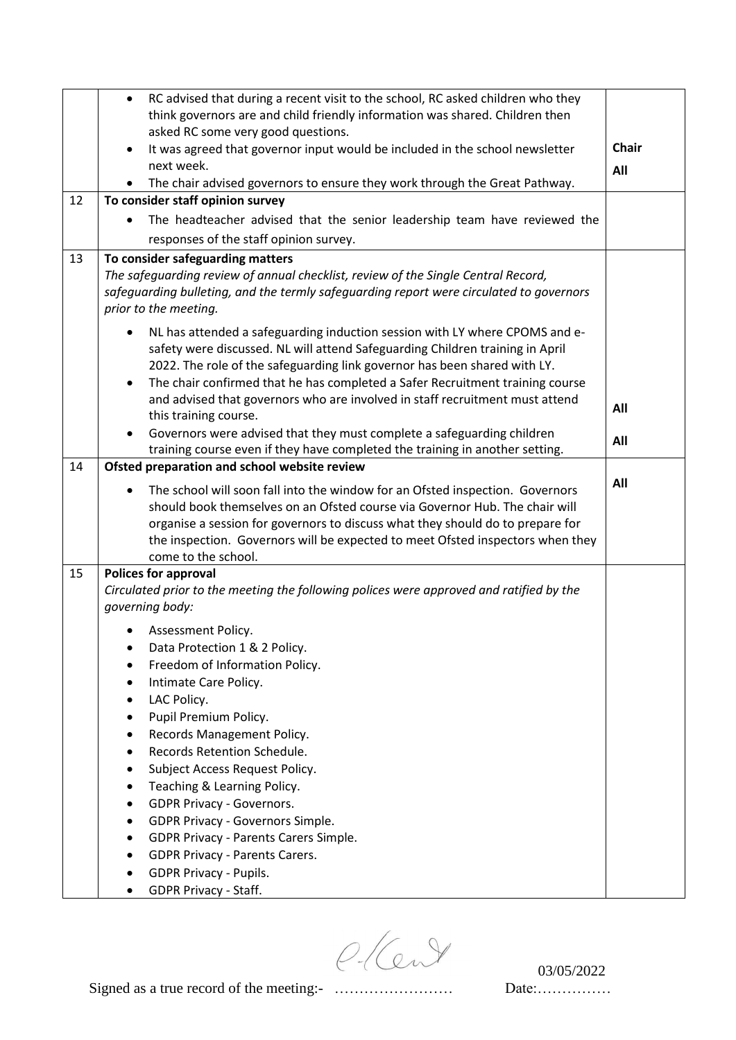|  |  |  |
|---|---|---|
|  | • RC advised that during a recent visit to the school, RC asked children who they think governors are and child friendly information was shared. Children then asked RC some very good questions.<br>• It was agreed that governor input would be included in the school newsletter next week.<br>• The chair advised governors to ensure they work through the Great Pathway. | **Chair**<br>**All** |
| 12 | **To consider staff opinion survey**<br>• The headteacher advised that the senior leadership team have reviewed the responses of the staff opinion survey. |  |
| 13 | **To consider safeguarding matters**<br>*The safeguarding review of annual checklist, review of the Single Central Record, safeguarding bulleting, and the termly safeguarding report were circulated to governors prior to the meeting.*<br>• NL has attended a safeguarding induction session with LY where CPOMS and e-safety were discussed. NL will attend Safeguarding Children training in April 2022. The role of the safeguarding link governor has been shared with LY.<br>• The chair confirmed that he has completed a Safer Recruitment training course and advised that governors who are involved in staff recruitment must attend this training course.<br>• Governors were advised that they must complete a safeguarding children training course even if they have completed the training in another setting. | **All**<br>**All** |
| 14 | **Ofsted preparation and school website review**<br>• The school will soon fall into the window for an Ofsted inspection. Governors should book themselves on an Ofsted course via Governor Hub. The chair will organise a session for governors to discuss what they should do to prepare for the inspection. Governors will be expected to meet Ofsted inspectors when they come to the school. | **All** |
| 15 | **Polices for approval**<br>*Circulated prior to the meeting the following polices were approved and ratified by the governing body:*<br>• Assessment Policy.<br>• Data Protection 1 & 2 Policy.<br>• Freedom of Information Policy.<br>• Intimate Care Policy.<br>• LAC Policy.<br>• Pupil Premium Policy.<br>• Records Management Policy.<br>• Records Retention Schedule.<br>• Subject Access Request Policy.<br>• Teaching & Learning Policy.<br>• GDPR Privacy - Governors.<br>• GDPR Privacy - Governors Simple.<br>• GDPR Privacy - Parents Carers Simple.<br>• GDPR Privacy - Parents Carers.<br>• GDPR Privacy - Pupils.<br>• GDPR Privacy - Staff. |  |

Signed as a true record of the meeting:- …………………… Date: 03/05/2022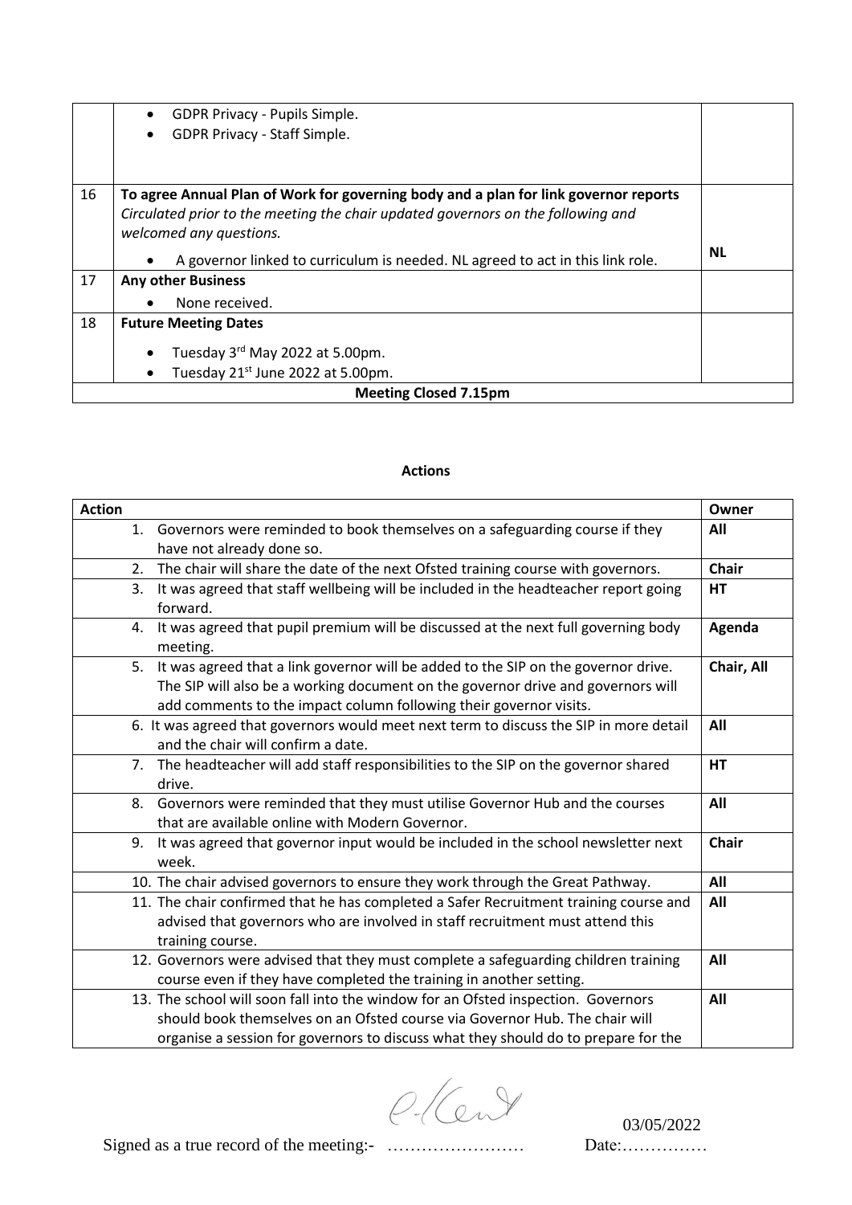| | | |
|---|---|---|
| | • GDPR Privacy - Pupils Simple.<br>• GDPR Privacy - Staff Simple. | |
| 16 | **To agree Annual Plan of Work for governing body and a plan for link governor reports**<br>*Circulated prior to the meeting the chair updated governors on the following and welcomed any questions.*<br>• A governor linked to curriculum is needed. NL agreed to act in this link role. | **NL** |
| 17 | **Any other Business**<br>• None received. | |
| 18 | **Future Meeting Dates**<br>• Tuesday 3rd May 2022 at 5.00pm.<br>• Tuesday 21st June 2022 at 5.00pm. | |
| **Meeting Closed 7.15pm** | | |

**Actions**

| Action | Owner |
|---|---|
| 1. Governors were reminded to book themselves on a safeguarding course if they have not already done so. | **All** |
| 2. The chair will share the date of the next Ofsted training course with governors. | **Chair** |
| 3. It was agreed that staff wellbeing will be included in the headteacher report going forward. | **HT** |
| 4. It was agreed that pupil premium will be discussed at the next full governing body meeting. | **Agenda** |
| 5. It was agreed that a link governor will be added to the SIP on the governor drive. The SIP will also be a working document on the governor drive and governors will add comments to the impact column following their governor visits. | **Chair, All** |
| 6. It was agreed that governors would meet next term to discuss the SIP in more detail and the chair will confirm a date. | **All** |
| 7. The headteacher will add staff responsibilities to the SIP on the governor shared drive. | **HT** |
| 8. Governors were reminded that they must utilise Governor Hub and the courses that are available online with Modern Governor. | **All** |
| 9. It was agreed that governor input would be included in the school newsletter next week. | **Chair** |
| 10. The chair advised governors to ensure they work through the Great Pathway. | **All** |
| 11. The chair confirmed that he has completed a Safer Recruitment training course and advised that governors who are involved in staff recruitment must attend this training course. | **All** |
| 12. Governors were advised that they must complete a safeguarding children training course even if they have completed the training in another setting. | **All** |
| 13. The school will soon fall into the window for an Ofsted inspection. Governors should book themselves on an Ofsted course via Governor Hub. The chair will organise a session for governors to discuss what they should do to prepare for the | **All** |

Signed as a true record of the meeting:- …………………… Date: 03/05/2022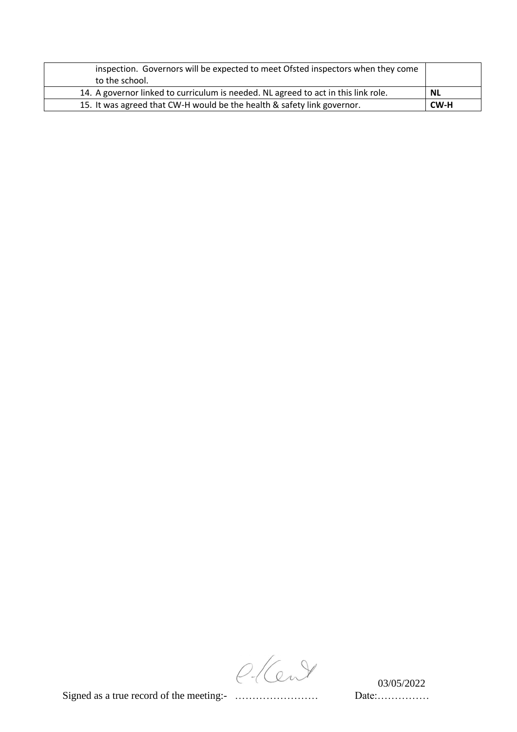| | |
|---|---|
| inspection. Governors will be expected to meet Ofsted inspectors when they come to the school. | |
| 14. A governor linked to curriculum is needed. NL agreed to act in this link role. | **NL** |
| 15. It was agreed that CW-H would be the health & safety link governor. | **CW-H** |

Signed as a true record of the meeting:- …………………… Date: 03/05/2022